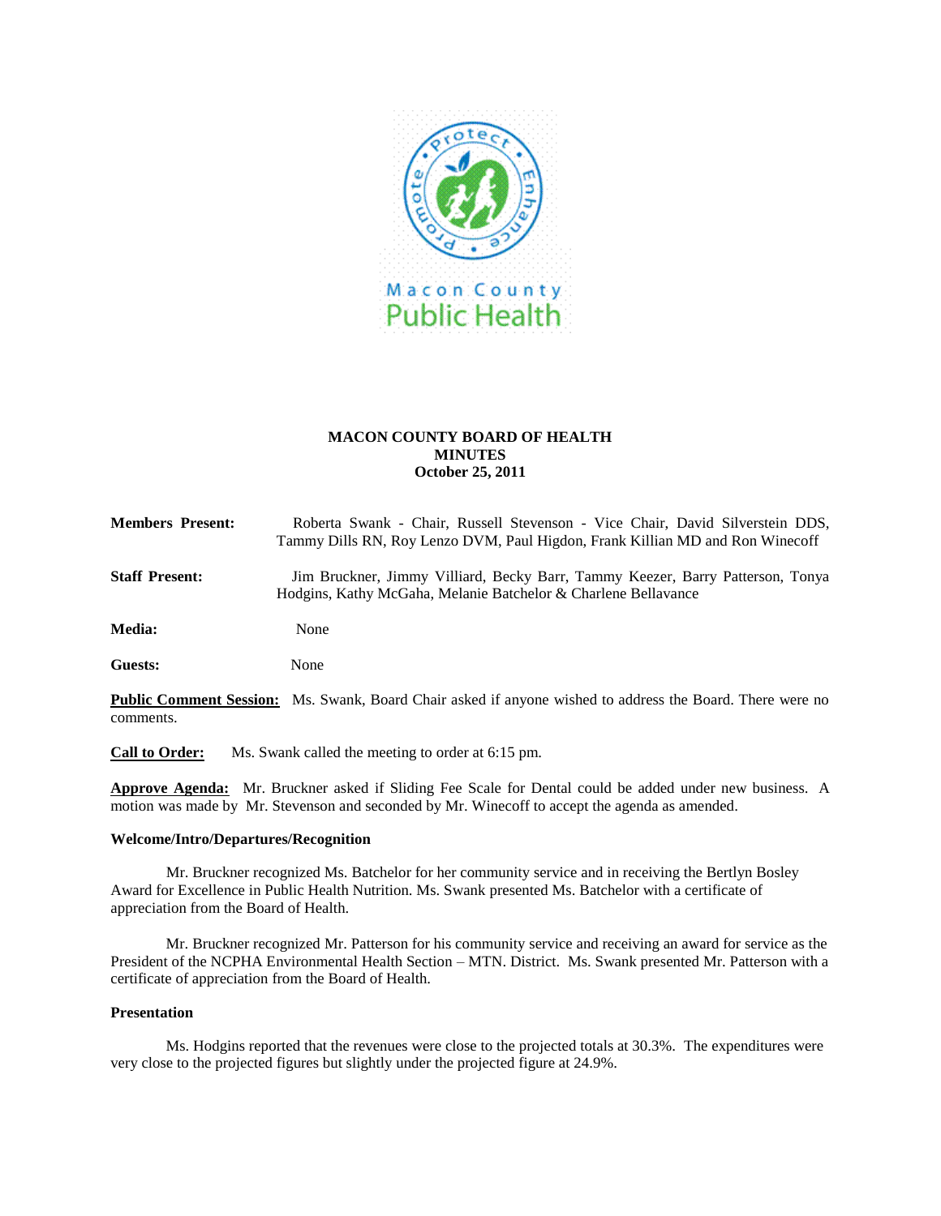**MACON COUNTY BOARD OF HEALTH**
**MINUTES**
**October 25, 2011**

**Members Present:** Roberta Swank - Chair, Russell Stevenson - Vice Chair, David Silverstein DDS, Tammy Dills RN, Roy Lenzo DVM, Paul Higdon, Frank Killian MD and Ron Winecoff

**Staff Present:** Jim Bruckner, Jimmy Villiard, Becky Barr, Tammy Keezer, Barry Patterson, Tonya Hodgins, Kathy McGaha, Melanie Batchelor & Charlene Bellavance

**Media:** None

**Guests:** None

**Public Comment Session:** Ms. Swank, Board Chair asked if anyone wished to address the Board. There were no comments.

**Call to Order:** Ms. Swank called the meeting to order at 6:15 pm.

**Approve Agenda:** Mr. Bruckner asked if Sliding Fee Scale for Dental could be added under new business. A motion was made by Mr. Stevenson and seconded by Mr. Winecoff to accept the agenda as amended.

**Welcome/Intro/Departures/Recognition**

Mr. Bruckner recognized Ms. Batchelor for her community service and in receiving the Bertlyn Bosley Award for Excellence in Public Health Nutrition. Ms. Swank presented Ms. Batchelor with a certificate of appreciation from the Board of Health.

Mr. Bruckner recognized Mr. Patterson for his community service and receiving an award for service as the President of the NCPHA Environmental Health Section – MTN. District. Ms. Swank presented Mr. Patterson with a certificate of appreciation from the Board of Health.

**Presentation**

Ms. Hodgins reported that the revenues were close to the projected totals at 30.3%. The expenditures were very close to the projected figures but slightly under the projected figure at 24.9%.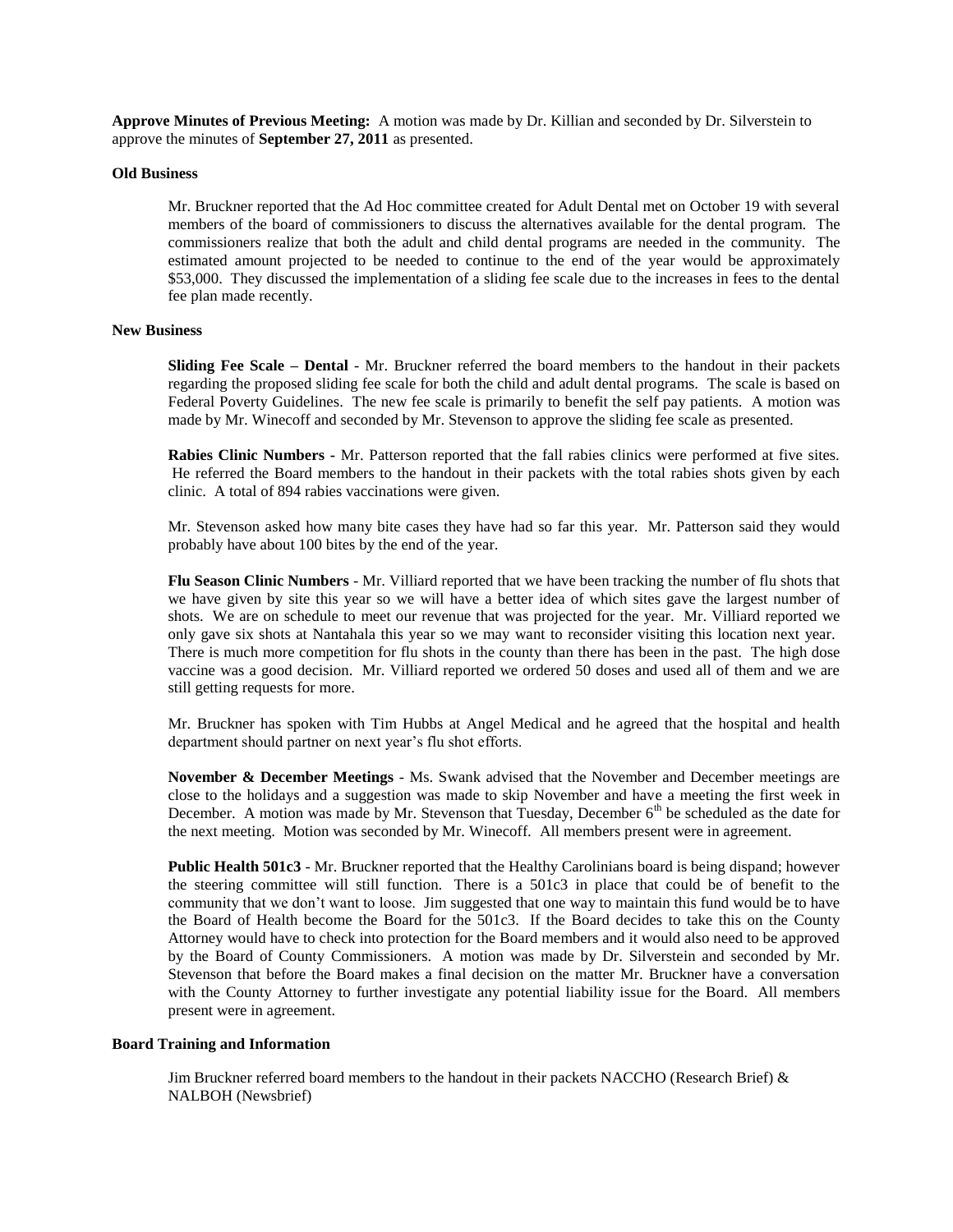**Approve Minutes of Previous Meeting:** A motion was made by Dr. Killian and seconded by Dr. Silverstein to approve the minutes of **September 27, 2011** as presented.

**Old Business**

Mr. Bruckner reported that the Ad Hoc committee created for Adult Dental met on October 19 with several members of the board of commissioners to discuss the alternatives available for the dental program. The commissioners realize that both the adult and child dental programs are needed in the community. The estimated amount projected to be needed to continue to the end of the year would be approximately $53,000. They discussed the implementation of a sliding fee scale due to the increases in fees to the dental fee plan made recently.

**New Business**

**Sliding Fee Scale – Dental** - Mr. Bruckner referred the board members to the handout in their packets regarding the proposed sliding fee scale for both the child and adult dental programs. The scale is based on Federal Poverty Guidelines. The new fee scale is primarily to benefit the self pay patients. A motion was made by Mr. Winecoff and seconded by Mr. Stevenson to approve the sliding fee scale as presented.

**Rabies Clinic Numbers** - Mr. Patterson reported that the fall rabies clinics were performed at five sites. He referred the Board members to the handout in their packets with the total rabies shots given by each clinic. A total of 894 rabies vaccinations were given.

Mr. Stevenson asked how many bite cases they have had so far this year. Mr. Patterson said they would probably have about 100 bites by the end of the year.

**Flu Season Clinic Numbers** - Mr. Villiard reported that we have been tracking the number of flu shots that we have given by site this year so we will have a better idea of which sites gave the largest number of shots. We are on schedule to meet our revenue that was projected for the year. Mr. Villiard reported we only gave six shots at Nantahala this year so we may want to reconsider visiting this location next year. There is much more competition for flu shots in the county than there has been in the past. The high dose vaccine was a good decision. Mr. Villiard reported we ordered 50 doses and used all of them and we are still getting requests for more.

Mr. Bruckner has spoken with Tim Hubbs at Angel Medical and he agreed that the hospital and health department should partner on next year's flu shot efforts.

**November & December Meetings** - Ms. Swank advised that the November and December meetings are close to the holidays and a suggestion was made to skip November and have a meeting the first week in December. A motion was made by Mr. Stevenson that Tuesday, December 6th be scheduled as the date for the next meeting. Motion was seconded by Mr. Winecoff. All members present were in agreement.

**Public Health 501c3** - Mr. Bruckner reported that the Healthy Carolinians board is being dispand; however the steering committee will still function. There is a 501c3 in place that could be of benefit to the community that we don't want to loose. Jim suggested that one way to maintain this fund would be to have the Board of Health become the Board for the 501c3. If the Board decides to take this on the County Attorney would have to check into protection for the Board members and it would also need to be approved by the Board of County Commissioners. A motion was made by Dr. Silverstein and seconded by Mr. Stevenson that before the Board makes a final decision on the matter Mr. Bruckner have a conversation with the County Attorney to further investigate any potential liability issue for the Board. All members present were in agreement.

**Board Training and Information**

Jim Bruckner referred board members to the handout in their packets NACCHO (Research Brief) & NALBOH (Newsbrief)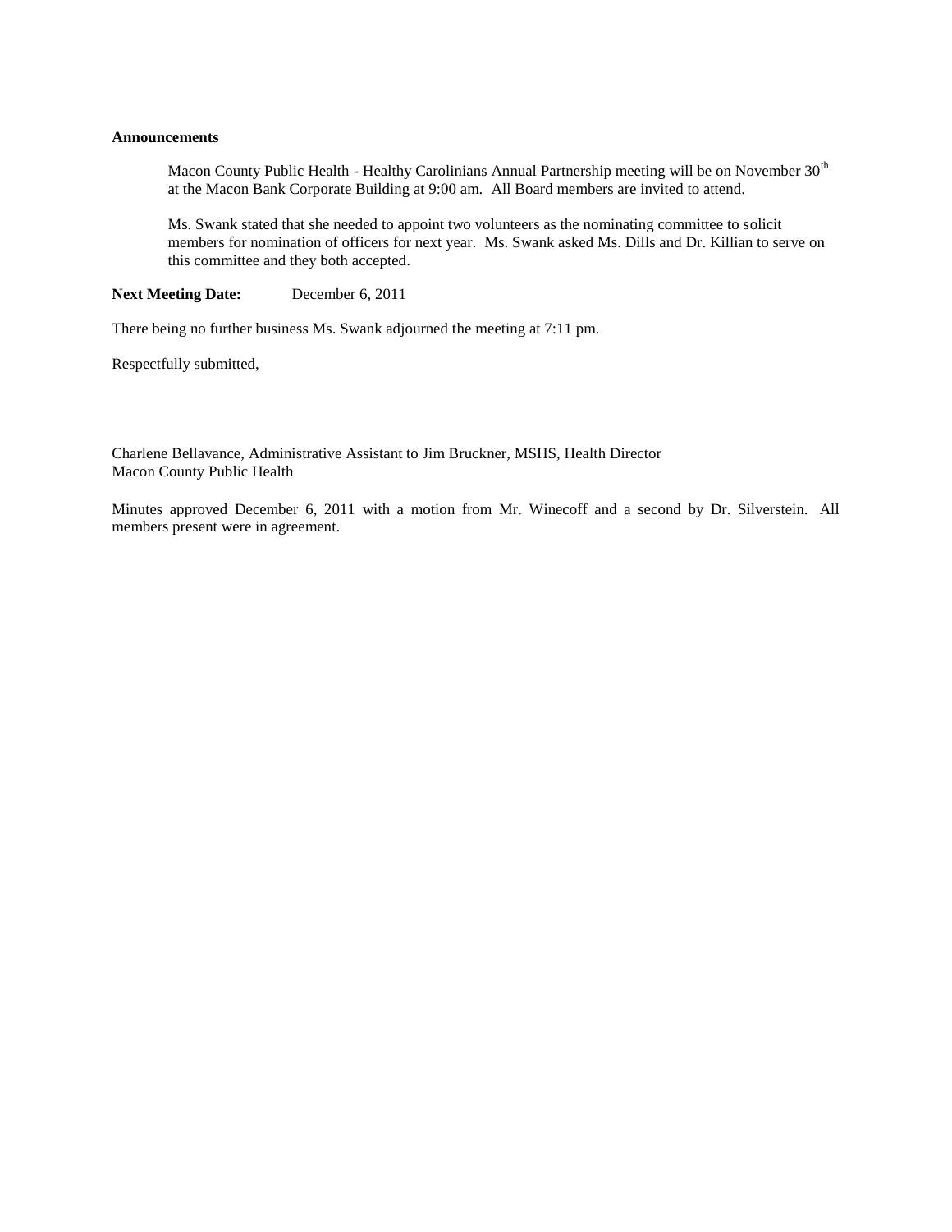**Announcements**

Macon County Public Health - Healthy Carolinians Annual Partnership meeting will be on November 30th at the Macon Bank Corporate Building at 9:00 am. All Board members are invited to attend.

Ms. Swank stated that she needed to appoint two volunteers as the nominating committee to solicit members for nomination of officers for next year. Ms. Swank asked Ms. Dills and Dr. Killian to serve on this committee and they both accepted.

**Next Meeting Date:** December 6, 2011

There being no further business Ms. Swank adjourned the meeting at 7:11 pm.

Respectfully submitted,

Charlene Bellavance, Administrative Assistant to Jim Bruckner, MSHS, Health Director
Macon County Public Health

Minutes approved December 6, 2011 with a motion from Mr. Winecoff and a second by Dr. Silverstein. All members present were in agreement.